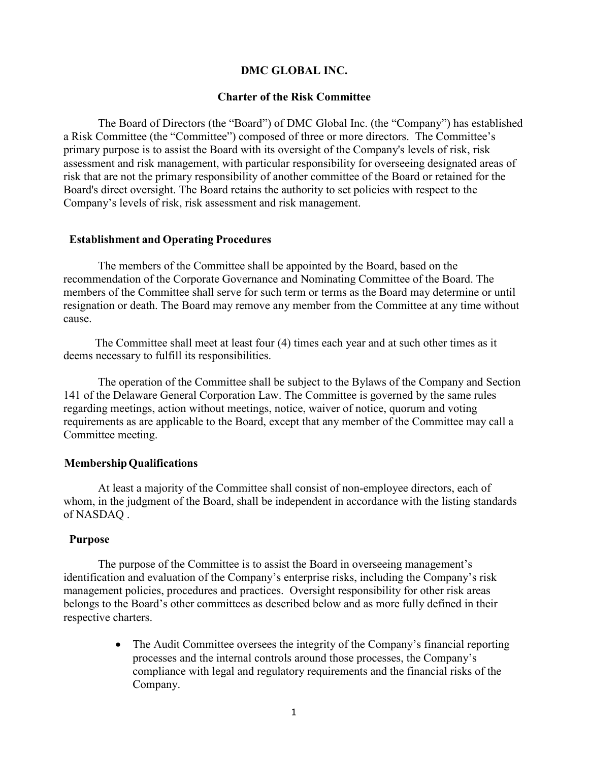# DMC GLOBAL INC.

## Charter of the Risk Committee

The Board of Directors (the "Board") of DMC Global Inc. (the "Company") has established a Risk Committee (the "Committee") composed of three or more directors. The Committee's primary purpose is to assist the Board with its oversight of the Company's levels of risk, risk assessment and risk management, with particular responsibility for overseeing designated areas of risk that are not the primary responsibility of another committee of the Board or retained for the Board's direct oversight. The Board retains the authority to set policies with respect to the Company's levels of risk, risk assessment and risk management.

### Establishment and Operating Procedures

The members of the Committee shall be appointed by the Board, based on the recommendation of the Corporate Governance and Nominating Committee of the Board. The members of the Committee shall serve for such term or terms as the Board may determine or until resignation or death. The Board may remove any member from the Committee at any time without cause.

The Committee shall meet at least four (4) times each year and at such other times as it deems necessary to fulfill its responsibilities.

The operation of the Committee shall be subject to the Bylaws of the Company and Section 141 of the Delaware General Corporation Law. The Committee is governed by the same rules regarding meetings, action without meetings, notice, waiver of notice, quorum and voting requirements as are applicable to the Board, except that any member of the Committee may call a Committee meeting.

### Membership Qualifications

At least a majority of the Committee shall consist of non-employee directors, each of whom, in the judgment of the Board, shall be independent in accordance with the listing standards of NASDAQ .

### Purpose

The purpose of the Committee is to assist the Board in overseeing management's identification and evaluation of the Company's enterprise risks, including the Company's risk management policies, procedures and practices. Oversight responsibility for other risk areas belongs to the Board's other committees as described below and as more fully defined in their respective charters.

- The Audit Committee oversees the integrity of the Company's financial reporting processes and the internal controls around those processes, the Company's compliance with legal and regulatory requirements and the financial risks of the Company.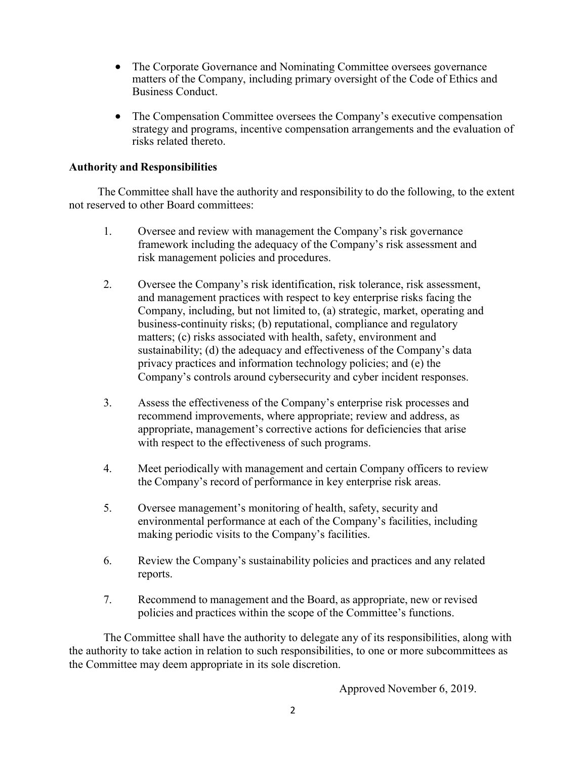- The Corporate Governance and Nominating Committee oversees governance matters of the Company, including primary oversight of the Code of Ethics and Business Conduct.

- The Compensation Committee oversees the Company's executive compensation strategy and programs, incentive compensation arrangements and the evaluation of risks related thereto.

**Authority and Responsibilities**

The Committee shall have the authority and responsibility to do the following, to the extent not reserved to other Board committees:

1. Oversee and review with management the Company's risk governance framework including the adequacy of the Company's risk assessment and risk management policies and procedures.

2. Oversee the Company's risk identification, risk tolerance, risk assessment, and management practices with respect to key enterprise risks facing the Company, including, but not limited to, (a) strategic, market, operating and business-continuity risks; (b) reputational, compliance and regulatory matters; (c) risks associated with health, safety, environment and sustainability; (d) the adequacy and effectiveness of the Company's data privacy practices and information technology policies; and (e) the Company's controls around cybersecurity and cyber incident responses.

3. Assess the effectiveness of the Company's enterprise risk processes and recommend improvements, where appropriate; review and address, as appropriate, management's corrective actions for deficiencies that arise with respect to the effectiveness of such programs.

4. Meet periodically with management and certain Company officers to review the Company's record of performance in key enterprise risk areas.

5. Oversee management's monitoring of health, safety, security and environmental performance at each of the Company's facilities, including making periodic visits to the Company's facilities.

6. Review the Company's sustainability policies and practices and any related reports.

7. Recommend to management and the Board, as appropriate, new or revised policies and practices within the scope of the Committee's functions.

The Committee shall have the authority to delegate any of its responsibilities, along with the authority to take action in relation to such responsibilities, to one or more subcommittees as the Committee may deem appropriate in its sole discretion.

Approved November 6, 2019.